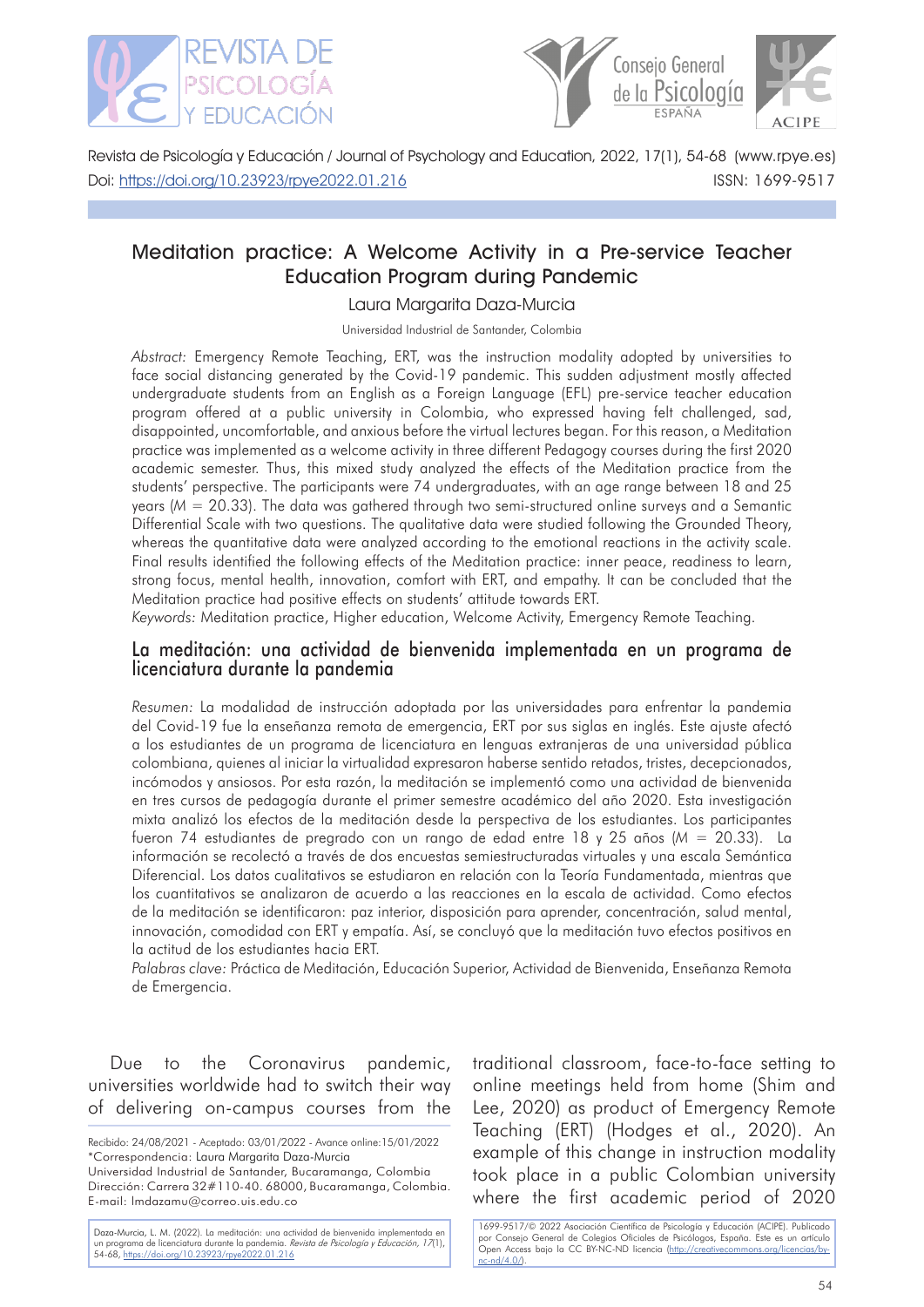# Meditation practice: A Welcome Activity in a Pre-service Teacher Education Program during Pandemic

Laura Margarita Daza-Murcia

Universidad Industrial de Santander, Colombia

*Abstract:* Emergency Remote Teaching, ERT, was the instruction modality adopted by universities to face social distancing generated by the Covid-19 pandemic. This sudden adjustment mostly affected undergraduate students from an English as a Foreign Language (EFL) pre-service teacher education program offered at a public university in Colombia, who expressed having felt challenged, sad, disappointed, uncomfortable, and anxious before the virtual lectures began. For this reason, a Meditation practice was implemented as a welcome activity in three different Pedagogy courses during the first 2020 academic semester. Thus, this mixed study analyzed the effects of the Meditation practice from the students' perspective. The participants were 74 undergraduates, with an age range between 18 and 25 years ($M = 20.33$). The data was gathered through two semi-structured online surveys and a Semantic Differential Scale with two questions. The qualitative data were studied following the Grounded Theory, whereas the quantitative data were analyzed according to the emotional reactions in the activity scale. Final results identified the following effects of the Meditation practice: inner peace, readiness to learn, strong focus, mental health, innovation, comfort with ERT, and empathy. It can be concluded that the Meditation practice had positive effects on students' attitude towards ERT.

*Keywords:* Meditation practice, Higher education, Welcome Activity, Emergency Remote Teaching.

## La meditación: una actividad de bienvenida implementada en un programa de licenciatura durante la pandemia

*Resumen:* La modalidad de instrucción adoptada por las universidades para enfrentar la pandemia del Covid-19 fue la enseñanza remota de emergencia, ERT por sus siglas en inglés. Este ajuste afectó a los estudiantes de un programa de licenciatura en lenguas extranjeras de una universidad pública colombiana, quienes al iniciar la virtualidad expresaron haberse sentido retados, tristes, decepcionados, incómodos y ansiosos. Por esta razón, la meditación se implementó como una actividad de bienvenida en tres cursos de pedagogía durante el primer semestre académico del año 2020. Esta investigación mixta analizó los efectos de la meditación desde la perspectiva de los estudiantes. Los participantes fueron 74 estudiantes de pregrado con un rango de edad entre 18 y 25 años ($M = 20.33$). La información se recolectó a través de dos encuestas semiestructuradas virtuales y una escala Semántica Diferencial. Los datos cualitativos se estudiaron en relación con la Teoría Fundamentada, mientras que los cuantitativos se analizaron de acuerdo a las reacciones en la escala de actividad. Como efectos de la meditación se identificaron: paz interior, disposición para aprender, concentración, salud mental, innovación, comodidad con ERT y empatía. Así, se concluyó que la meditación tuvo efectos positivos en la actitud de los estudiantes hacia ERT.

*Palabras clave:* Práctica de Meditación, Educación Superior, Actividad de Bienvenida, Enseñanza Remota de Emergencia.

Due to the Coronavirus pandemic, universities worldwide had to switch their way of delivering on-campus courses from the traditional classroom, face-to-face setting to online meetings held from home (Shim and Lee, 2020) as product of Emergency Remote Teaching (ERT) (Hodges et al., 2020). An example of this change in instruction modality took place in a public Colombian university where the first academic period of 2020

Recibido: 24/08/2021 - Aceptado: 03/01/2022 - Avance online:15/01/2022
*Correspondencia: Laura Margarita Daza-Murcia
Universidad Industrial de Santander, Bucaramanga, Colombia
Dirección: Carrera 32#110-40. 68000, Bucaramanga, Colombia.
E-mail: lmdazamu@correo.uis.edu.co

Daza-Murcia, L. M. (2022). La meditación: una actividad de bienvenida implementada en un programa de licenciatura durante la pandemia. *Revista de Psicología y Educación, 17*(1), 54-68, https://doi.org/10.23923/rpye2022.01.216

1699-9517/© 2022 Asociación Científica de Psicología y Educación (ACIPE). Publicado por Consejo General de Colegios Oficiales de Psicólogos, España. Este es un artículo Open Access bajo la CC BY-NC-ND licencia (http://creativecommons.org/licencias/by-nc-nd/4.0/).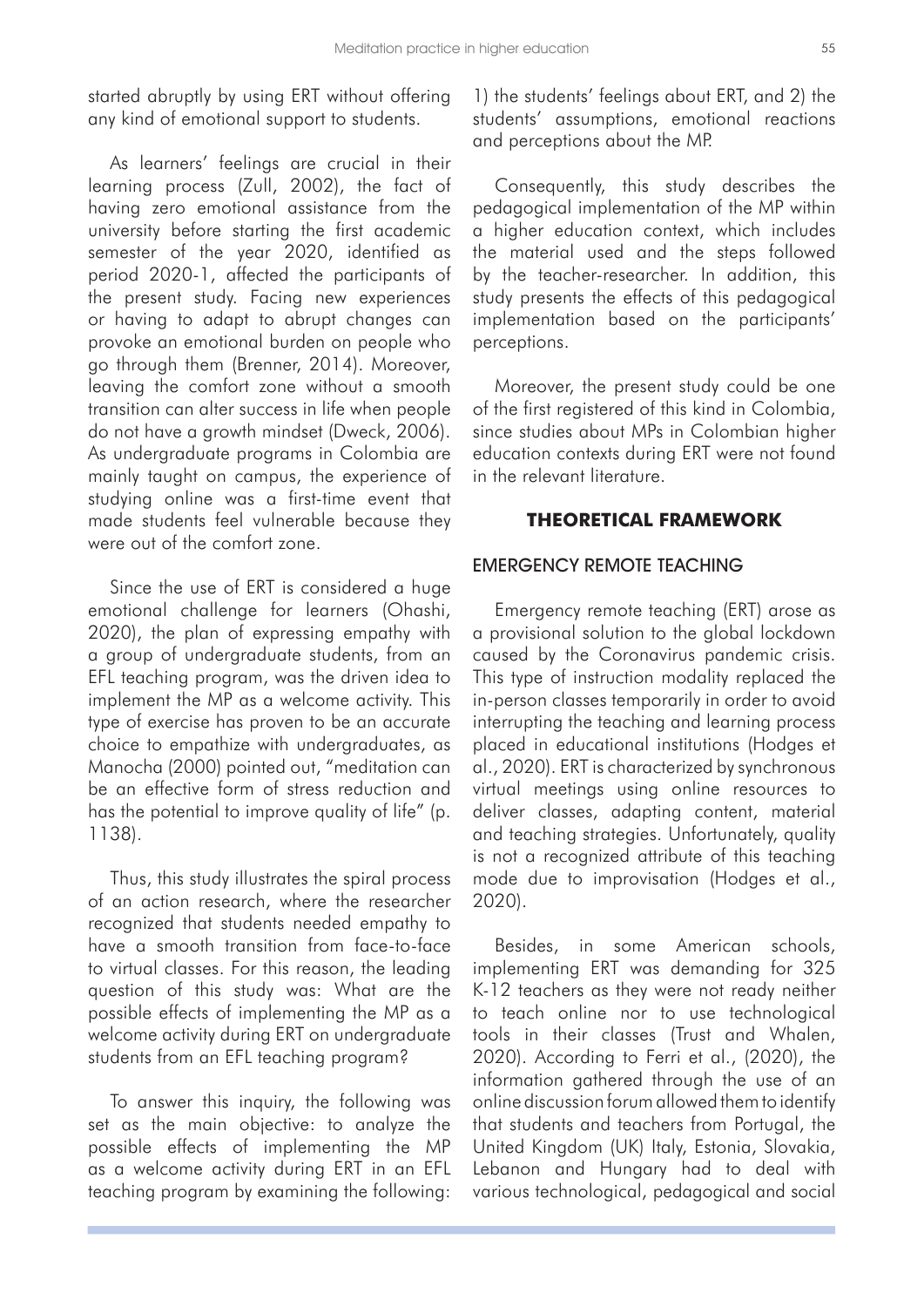started abruptly by using ERT without offering any kind of emotional support to students.

As learners' feelings are crucial in their learning process (Zull, 2002), the fact of having zero emotional assistance from the university before starting the first academic semester of the year 2020, identified as period 2020-1, affected the participants of the present study. Facing new experiences or having to adapt to abrupt changes can provoke an emotional burden on people who go through them (Brenner, 2014). Moreover, leaving the comfort zone without a smooth transition can alter success in life when people do not have a growth mindset (Dweck, 2006). As undergraduate programs in Colombia are mainly taught on campus, the experience of studying online was a first-time event that made students feel vulnerable because they were out of the comfort zone.

Since the use of ERT is considered a huge emotional challenge for learners (Ohashi, 2020), the plan of expressing empathy with a group of undergraduate students, from an EFL teaching program, was the driven idea to implement the MP as a welcome activity. This type of exercise has proven to be an accurate choice to empathize with undergraduates, as Manocha (2000) pointed out, "meditation can be an effective form of stress reduction and has the potential to improve quality of life" (p. 1138).

Thus, this study illustrates the spiral process of an action research, where the researcher recognized that students needed empathy to have a smooth transition from face-to-face to virtual classes. For this reason, the leading question of this study was: What are the possible effects of implementing the MP as a welcome activity during ERT on undergraduate students from an EFL teaching program?

To answer this inquiry, the following was set as the main objective: to analyze the possible effects of implementing the MP as a welcome activity during ERT in an EFL teaching program by examining the following: 1) the students' feelings about ERT, and 2) the students' assumptions, emotional reactions and perceptions about the MP.

Consequently, this study describes the pedagogical implementation of the MP within a higher education context, which includes the material used and the steps followed by the teacher-researcher. In addition, this study presents the effects of this pedagogical implementation based on the participants' perceptions.

Moreover, the present study could be one of the first registered of this kind in Colombia, since studies about MPs in Colombian higher education contexts during ERT were not found in the relevant literature.

## THEORETICAL FRAMEWORK

### EMERGENCY REMOTE TEACHING

Emergency remote teaching (ERT) arose as a provisional solution to the global lockdown caused by the Coronavirus pandemic crisis. This type of instruction modality replaced the in-person classes temporarily in order to avoid interrupting the teaching and learning process placed in educational institutions (Hodges et al., 2020). ERT is characterized by synchronous virtual meetings using online resources to deliver classes, adapting content, material and teaching strategies. Unfortunately, quality is not a recognized attribute of this teaching mode due to improvisation (Hodges et al., 2020).

Besides, in some American schools, implementing ERT was demanding for 325 K-12 teachers as they were not ready neither to teach online nor to use technological tools in their classes (Trust and Whalen, 2020). According to Ferri et al., (2020), the information gathered through the use of an online discussion forum allowed them to identify that students and teachers from Portugal, the United Kingdom (UK) Italy, Estonia, Slovakia, Lebanon and Hungary had to deal with various technological, pedagogical and social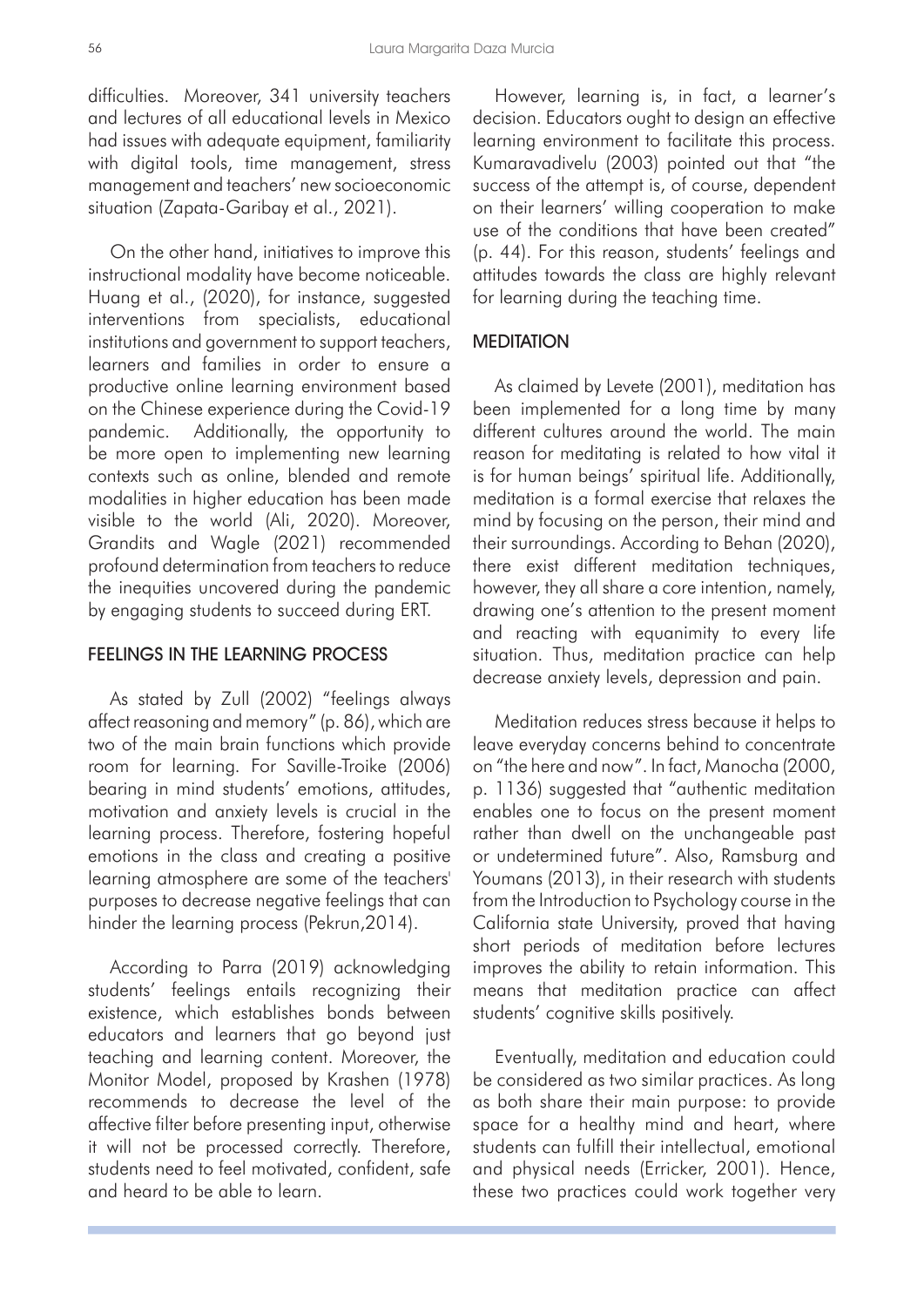difficulties. Moreover, 341 university teachers and lectures of all educational levels in Mexico had issues with adequate equipment, familiarity with digital tools, time management, stress management and teachers' new socioeconomic situation (Zapata-Garibay et al., 2021).

On the other hand, initiatives to improve this instructional modality have become noticeable. Huang et al., (2020), for instance, suggested interventions from specialists, educational institutions and government to support teachers, learners and families in order to ensure a productive online learning environment based on the Chinese experience during the Covid-19 pandemic. Additionally, the opportunity to be more open to implementing new learning contexts such as online, blended and remote modalities in higher education has been made visible to the world (Ali, 2020). Moreover, Grandits and Wagle (2021) recommended profound determination from teachers to reduce the inequities uncovered during the pandemic by engaging students to succeed during ERT.

## FEELINGS IN THE LEARNING PROCESS

As stated by Zull (2002) "feelings always affect reasoning and memory" (p. 86), which are two of the main brain functions which provide room for learning. For Saville-Troike (2006) bearing in mind students' emotions, attitudes, motivation and anxiety levels is crucial in the learning process. Therefore, fostering hopeful emotions in the class and creating a positive learning atmosphere are some of the teachers' purposes to decrease negative feelings that can hinder the learning process (Pekrun,2014).

According to Parra (2019) acknowledging students' feelings entails recognizing their existence, which establishes bonds between educators and learners that go beyond just teaching and learning content. Moreover, the Monitor Model, proposed by Krashen (1978) recommends to decrease the level of the affective filter before presenting input, otherwise it will not be processed correctly. Therefore, students need to feel motivated, confident, safe and heard to be able to learn.

However, learning is, in fact, a learner's decision. Educators ought to design an effective learning environment to facilitate this process. Kumaravadivelu (2003) pointed out that "the success of the attempt is, of course, dependent on their learners' willing cooperation to make use of the conditions that have been created" (p. 44). For this reason, students' feelings and attitudes towards the class are highly relevant for learning during the teaching time.

## MEDITATION

As claimed by Levete (2001), meditation has been implemented for a long time by many different cultures around the world. The main reason for meditating is related to how vital it is for human beings' spiritual life. Additionally, meditation is a formal exercise that relaxes the mind by focusing on the person, their mind and their surroundings. According to Behan (2020), there exist different meditation techniques, however, they all share a core intention, namely, drawing one's attention to the present moment and reacting with equanimity to every life situation. Thus, meditation practice can help decrease anxiety levels, depression and pain.

Meditation reduces stress because it helps to leave everyday concerns behind to concentrate on "the here and now". In fact, Manocha (2000, p. 1136) suggested that "authentic meditation enables one to focus on the present moment rather than dwell on the unchangeable past or undetermined future". Also, Ramsburg and Youmans (2013), in their research with students from the Introduction to Psychology course in the California state University, proved that having short periods of meditation before lectures improves the ability to retain information. This means that meditation practice can affect students' cognitive skills positively.

Eventually, meditation and education could be considered as two similar practices. As long as both share their main purpose: to provide space for a healthy mind and heart, where students can fulfill their intellectual, emotional and physical needs (Erricker, 2001). Hence, these two practices could work together very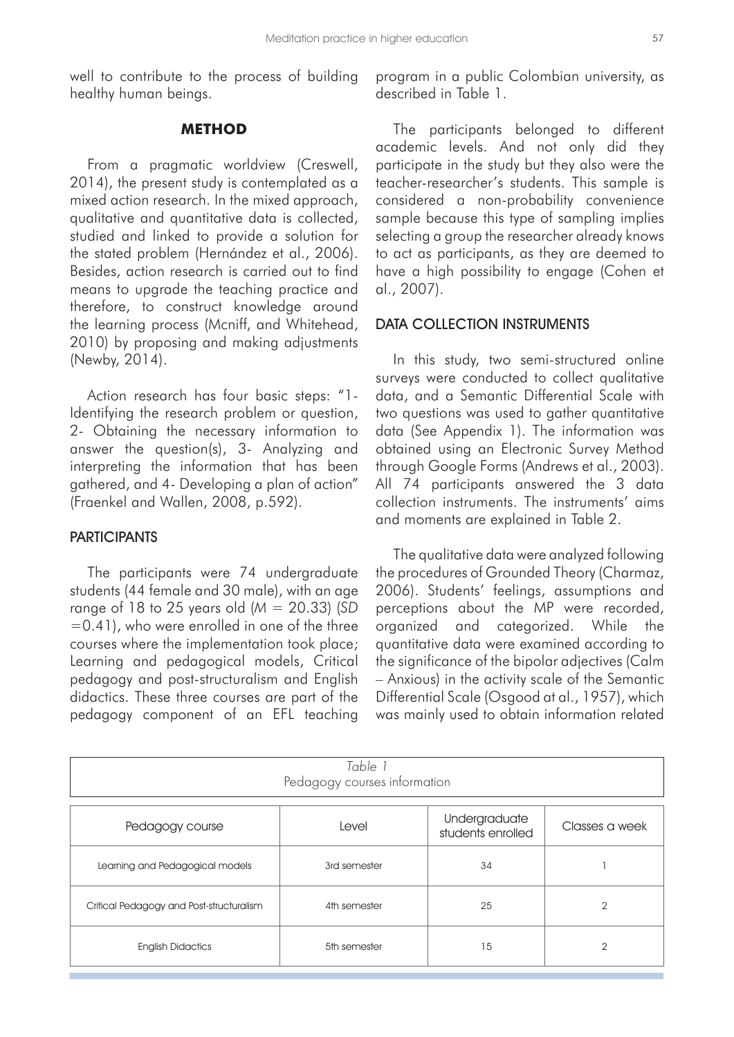well to contribute to the process of building healthy human beings.

## METHOD

From a pragmatic worldview (Creswell, 2014), the present study is contemplated as a mixed action research. In the mixed approach, qualitative and quantitative data is collected, studied and linked to provide a solution for the stated problem (Hernández et al., 2006). Besides, action research is carried out to find means to upgrade the teaching practice and therefore, to construct knowledge around the learning process (Mcniff, and Whitehead, 2010) by proposing and making adjustments (Newby, 2014).

Action research has four basic steps: "1- Identifying the research problem or question, 2- Obtaining the necessary information to answer the question(s), 3- Analyzing and interpreting the information that has been gathered, and 4- Developing a plan of action" (Fraenkel and Wallen, 2008, p.592).

### PARTICIPANTS

The participants were 74 undergraduate students (44 female and 30 male), with an age range of 18 to 25 years old (*M* = 20.33) (*SD* =0.41), who were enrolled in one of the three courses where the implementation took place; Learning and pedagogical models, Critical pedagogy and post-structuralism and English didactics. These three courses are part of the pedagogy component of an EFL teaching program in a public Colombian university, as described in Table 1.

The participants belonged to different academic levels. And not only did they participate in the study but they also were the teacher-researcher's students. This sample is considered a non-probability convenience sample because this type of sampling implies selecting a group the researcher already knows to act as participants, as they are deemed to have a high possibility to engage (Cohen et al., 2007).

### DATA COLLECTION INSTRUMENTS

In this study, two semi-structured online surveys were conducted to collect qualitative data, and a Semantic Differential Scale with two questions was used to gather quantitative data (See Appendix 1). The information was obtained using an Electronic Survey Method through Google Forms (Andrews et al., 2003). All 74 participants answered the 3 data collection instruments. The instruments' aims and moments are explained in Table 2.

The qualitative data were analyzed following the procedures of Grounded Theory (Charmaz, 2006). Students' feelings, assumptions and perceptions about the MP were recorded, organized and categorized. While the quantitative data were examined according to the significance of the bipolar adjectives (Calm – Anxious) in the activity scale of the Semantic Differential Scale (Osgood at al., 1957), which was mainly used to obtain information related

*Table 1*
Pedagogy courses information

| Pedagogy course | Level | Undergraduate students enrolled | Classes a week |
|---|---|---|---|
| Learning and Pedagogical models | 3rd semester | 34 | 1 |
| Critical Pedagogy and Post-structuralism | 4th semester | 25 | 2 |
| English Didactics | 5th semester | 15 | 2 |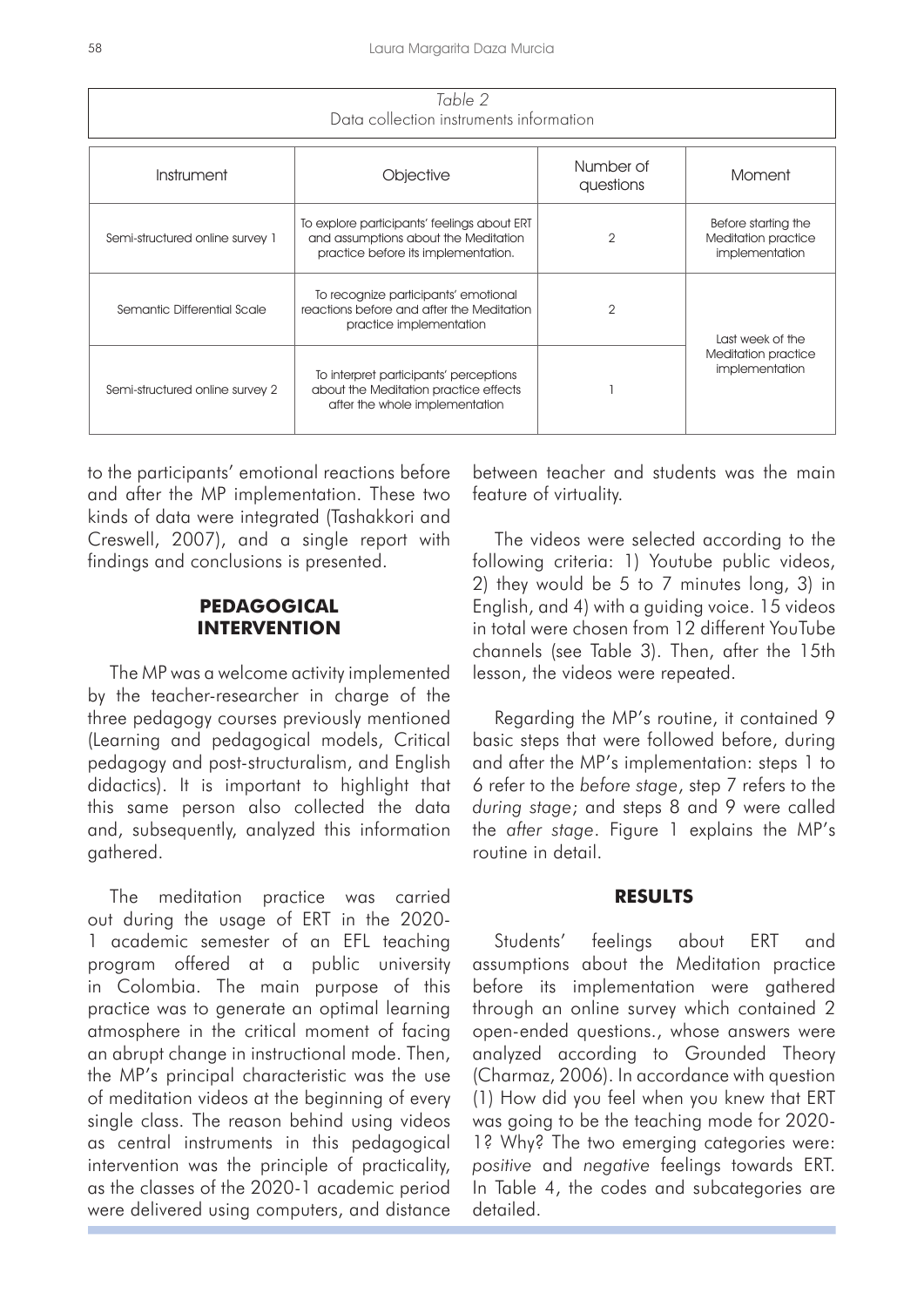*Table 2*
Data collection instruments information

| Instrument | Objective | Number of questions | Moment |
|---|---|---|---|
| Semi-structured online survey 1 | To explore participants' feelings about ERT and assumptions about the Meditation practice before its implementation. | 2 | Before starting the Meditation practice implementation |
| Semantic Differential Scale | To recognize participants' emotional reactions before and after the Meditation practice implementation | 2 | Last week of the Meditation practice implementation |
| Semi-structured online survey 2 | To interpret participants' perceptions about the Meditation practice effects after the whole implementation | 1 | |

to the participants' emotional reactions before and after the MP implementation. These two kinds of data were integrated (Tashakkori and Creswell, 2007), and a single report with findings and conclusions is presented.

## PEDAGOGICAL INTERVENTION

The MP was a welcome activity implemented by the teacher-researcher in charge of the three pedagogy courses previously mentioned (Learning and pedagogical models, Critical pedagogy and post-structuralism, and English didactics). It is important to highlight that this same person also collected the data and, subsequently, analyzed this information gathered.

The meditation practice was carried out during the usage of ERT in the 2020-1 academic semester of an EFL teaching program offered at a public university in Colombia. The main purpose of this practice was to generate an optimal learning atmosphere in the critical moment of facing an abrupt change in instructional mode. Then, the MP's principal characteristic was the use of meditation videos at the beginning of every single class. The reason behind using videos as central instruments in this pedagogical intervention was the principle of practicality, as the classes of the 2020-1 academic period were delivered using computers, and distance between teacher and students was the main feature of virtuality.

The videos were selected according to the following criteria: 1) Youtube public videos, 2) they would be 5 to 7 minutes long, 3) in English, and 4) with a guiding voice. 15 videos in total were chosen from 12 different YouTube channels (see Table 3). Then, after the 15th lesson, the videos were repeated.

Regarding the MP's routine, it contained 9 basic steps that were followed before, during and after the MP's implementation: steps 1 to 6 refer to the *before stage*, step 7 refers to the *during stage*; and steps 8 and 9 were called the *after stage*. Figure 1 explains the MP's routine in detail.

## RESULTS

Students' feelings about ERT and assumptions about the Meditation practice before its implementation were gathered through an online survey which contained 2 open-ended questions., whose answers were analyzed according to Grounded Theory (Charmaz, 2006). In accordance with question (1) How did you feel when you knew that ERT was going to be the teaching mode for 2020-1? Why? The two emerging categories were: *positive* and *negative* feelings towards ERT. In Table 4, the codes and subcategories are detailed.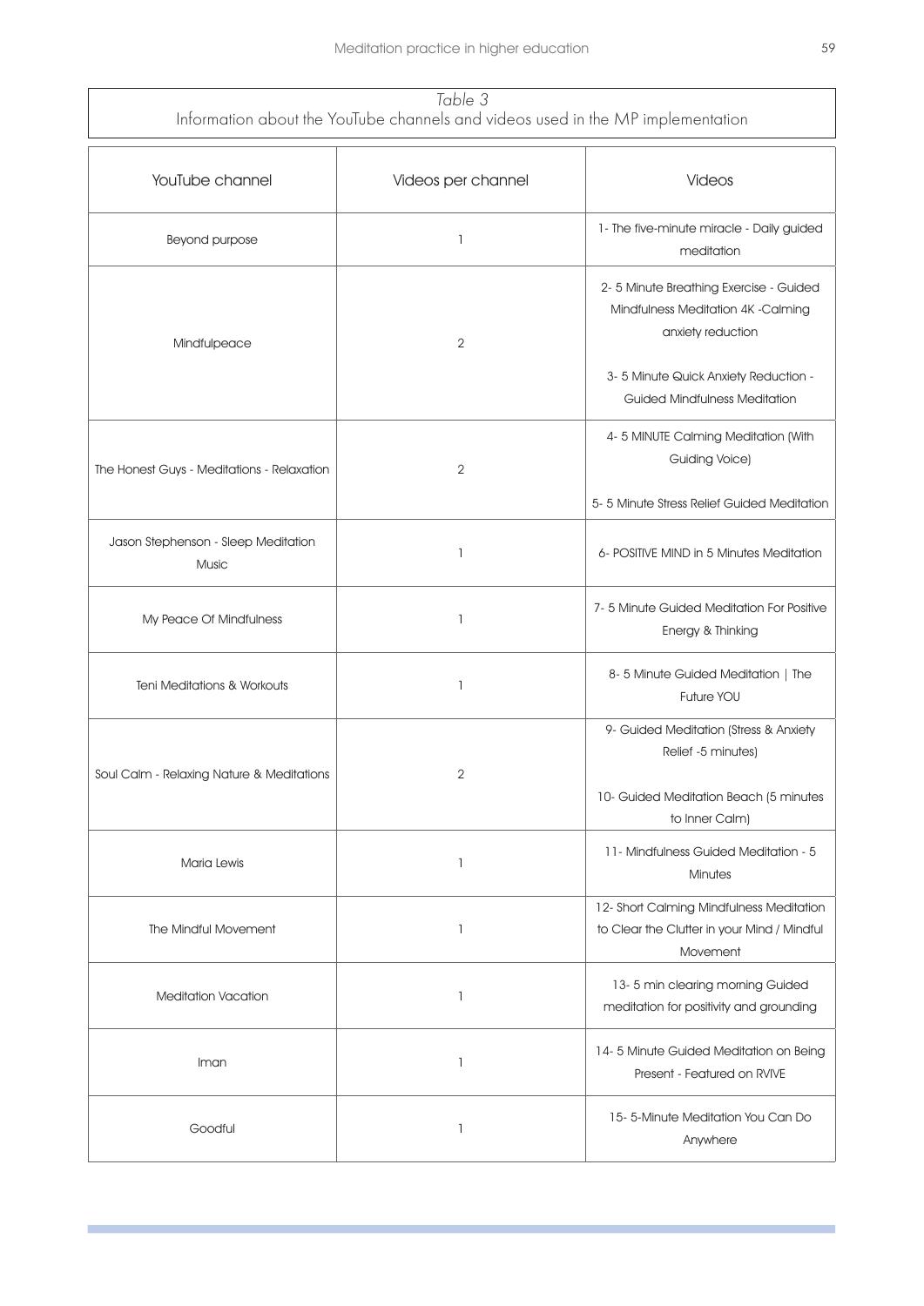*Table 3*
Information about the YouTube channels and videos used in the MP implementation

| YouTube channel | Videos per channel | Videos |
|---|---|---|
| Beyond purpose | 1 | 1- The five-minute miracle - Daily guided meditation |
| Mindfulpeace | 2 | 2- 5 Minute Breathing Exercise - Guided Mindfulness Meditation 4K -Calming anxiety reduction<br><br>3- 5 Minute Quick Anxiety Reduction - Guided Mindfulness Meditation |
| The Honest Guys - Meditations - Relaxation | 2 | 4- 5 MINUTE Calming Meditation (With Guiding Voice)<br><br>5- 5 Minute Stress Relief Guided Meditation |
| Jason Stephenson - Sleep Meditation Music | 1 | 6- POSITIVE MIND in 5 Minutes Meditation |
| My Peace Of Mindfulness | 1 | 7- 5 Minute Guided Meditation For Positive Energy & Thinking |
| Teni Meditations & Workouts | 1 | 8- 5 Minute Guided Meditation \| The Future YOU |
| Soul Calm - Relaxing Nature & Meditations | 2 | 9- Guided Meditation (Stress & Anxiety Relief -5 minutes)<br><br>10- Guided Meditation Beach (5 minutes to Inner Calm) |
| Maria Lewis | 1 | 11- Mindfulness Guided Meditation - 5 Minutes |
| The Mindful Movement | 1 | 12- Short Calming Mindfulness Meditation to Clear the Clutter in your Mind / Mindful Movement |
| Meditation Vacation | 1 | 13- 5 min clearing morning Guided meditation for positivity and grounding |
| Iman | 1 | 14- 5 Minute Guided Meditation on Being Present - Featured on RVIVE |
| Goodful | 1 | 15- 5-Minute Meditation You Can Do Anywhere |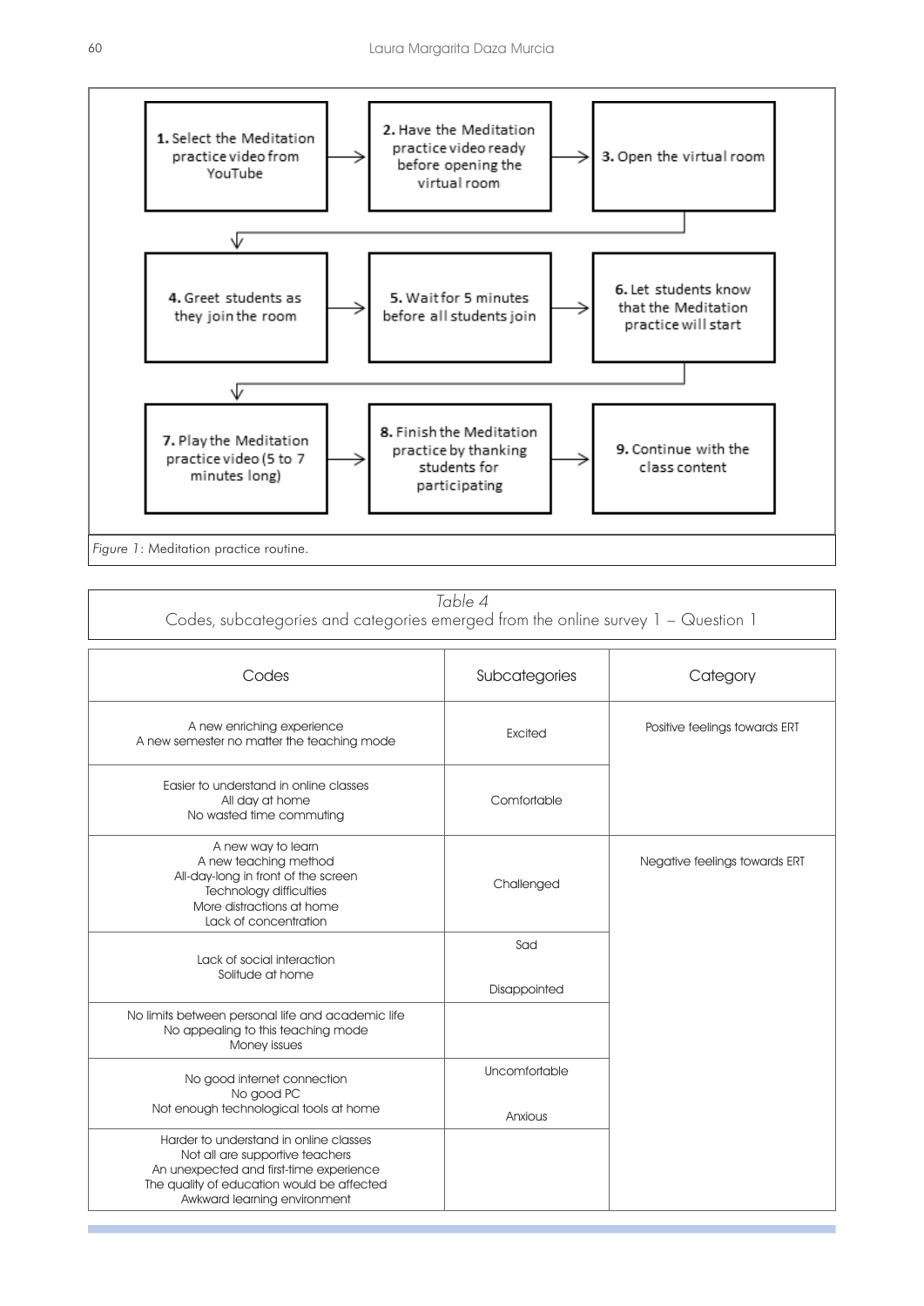1. Select the Meditation practice video from YouTube
2. Have the Meditation practice video ready before opening the virtual room
3. Open the virtual room
4. Greet students as they join the room
5. Wait for 5 minutes before all students join
6. Let students know that the Meditation practice will start
7. Play the Meditation practice video (5 to 7 minutes long)
8. Finish the Meditation practice by thanking students for participating
9. Continue with the class content

*Figure 1*: Meditation practice routine.

*Table 4*

Codes, subcategories and categories emerged from the online survey 1 – Question 1

| Codes | Subcategories | Category |
|---|---|---|
| A new enriching experience<br>A new semester no matter the teaching mode | Excited | Positive feelings towards ERT |
| Easier to understand in online classes<br>All day at home<br>No wasted time commuting | Comfortable | |
| A new way to learn<br>A new teaching method<br>All-day-long in front of the screen<br>Technology difficulties<br>More distractions at home<br>Lack of concentration | Challenged | Negative feelings towards ERT |
| Lack of social interaction<br>Solitude at home | Sad<br><br>Disappointed | |
| No limits between personal life and academic life<br>No appealing to this teaching mode<br>Money issues | | |
| No good internet connection<br>No good PC<br>Not enough technological tools at home | Uncomfortable<br><br>Anxious | |
| Harder to understand in online classes<br>Not all are supportive teachers<br>An unexpected and first-time experience<br>The quality of education would be affected<br>Awkward learning environment | | |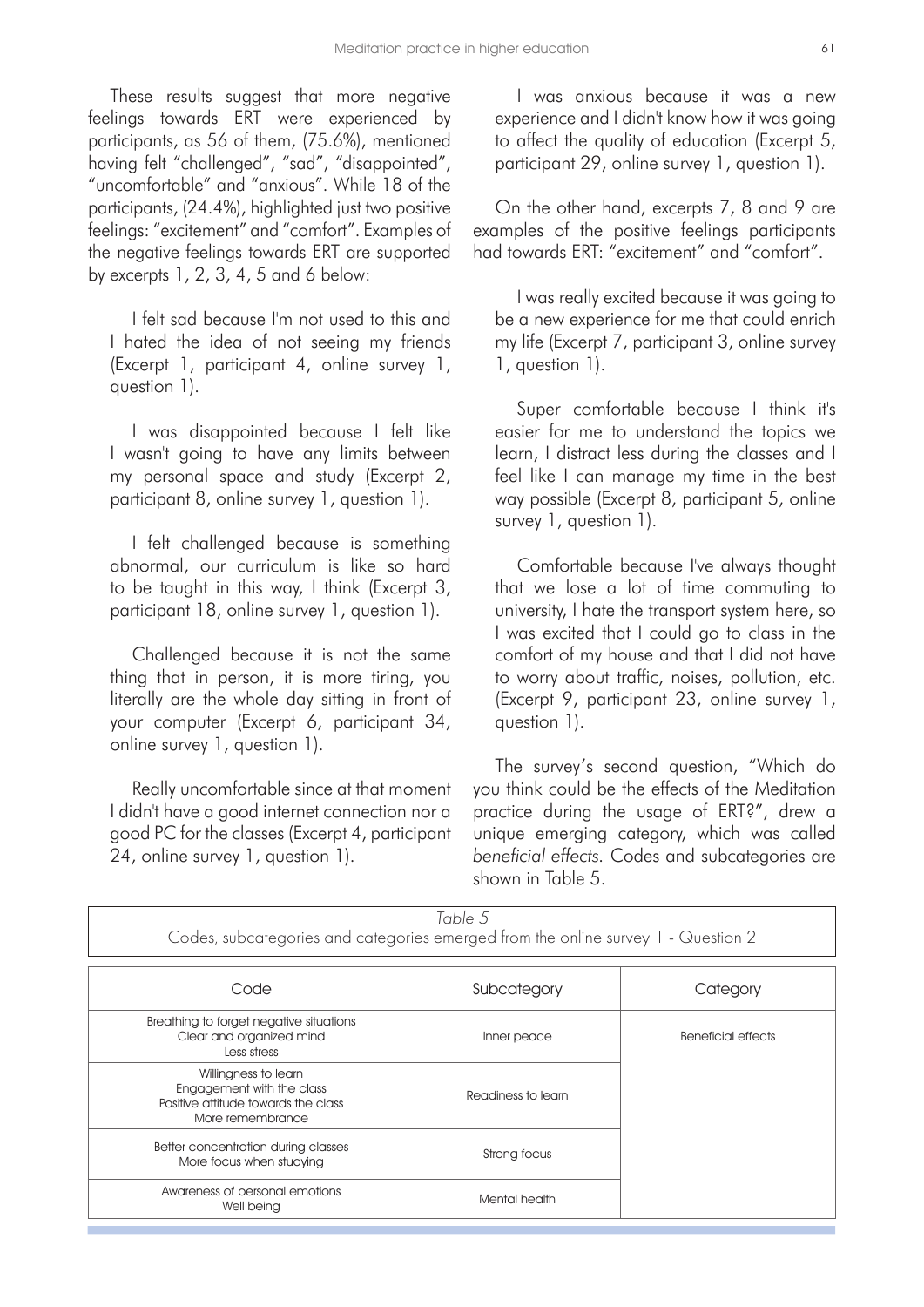These results suggest that more negative feelings towards ERT were experienced by participants, as 56 of them, (75.6%), mentioned having felt "challenged", "sad", "disappointed", "uncomfortable" and "anxious". While 18 of the participants, (24.4%), highlighted just two positive feelings: "excitement" and "comfort". Examples of the negative feelings towards ERT are supported by excerpts 1, 2, 3, 4, 5 and 6 below:

> I felt sad because I'm not used to this and I hated the idea of not seeing my friends (Excerpt 1, participant 4, online survey 1, question 1).

> I was disappointed because I felt like I wasn't going to have any limits between my personal space and study (Excerpt 2, participant 8, online survey 1, question 1).

> I felt challenged because is something abnormal, our curriculum is like so hard to be taught in this way, I think (Excerpt 3, participant 18, online survey 1, question 1).

> Challenged because it is not the same thing that in person, it is more tiring, you literally are the whole day sitting in front of your computer (Excerpt 6, participant 34, online survey 1, question 1).

> Really uncomfortable since at that moment I didn't have a good internet connection nor a good PC for the classes (Excerpt 4, participant 24, online survey 1, question 1).

> I was anxious because it was a new experience and I didn't know how it was going to affect the quality of education (Excerpt 5, participant 29, online survey 1, question 1).

On the other hand, excerpts 7, 8 and 9 are examples of the positive feelings participants had towards ERT: "excitement" and "comfort".

> I was really excited because it was going to be a new experience for me that could enrich my life (Excerpt 7, participant 3, online survey 1, question 1).

> Super comfortable because I think it's easier for me to understand the topics we learn, I distract less during the classes and I feel like I can manage my time in the best way possible (Excerpt 8, participant 5, online survey 1, question 1).

> Comfortable because I've always thought that we lose a lot of time commuting to university, I hate the transport system here, so I was excited that I could go to class in the comfort of my house and that I did not have to worry about traffic, noises, pollution, etc. (Excerpt 9, participant 23, online survey 1, question 1).

The survey's second question, "Which do you think could be the effects of the Meditation practice during the usage of ERT?", drew a unique emerging category, which was called *beneficial effects*. Codes and subcategories are shown in Table 5.

*Table 5*
Codes, subcategories and categories emerged from the online survey 1 - Question 2

| Code | Subcategory | Category |
|---|---|---|
| Breathing to forget negative situations<br>Clear and organized mind<br>Less stress | Inner peace | Beneficial effects |
| Willingness to learn<br>Engagement with the class<br>Positive attitude towards the class<br>More remembrance | Readiness to learn | |
| Better concentration during classes<br>More focus when studying | Strong focus | |
| Awareness of personal emotions<br>Well being | Mental health | |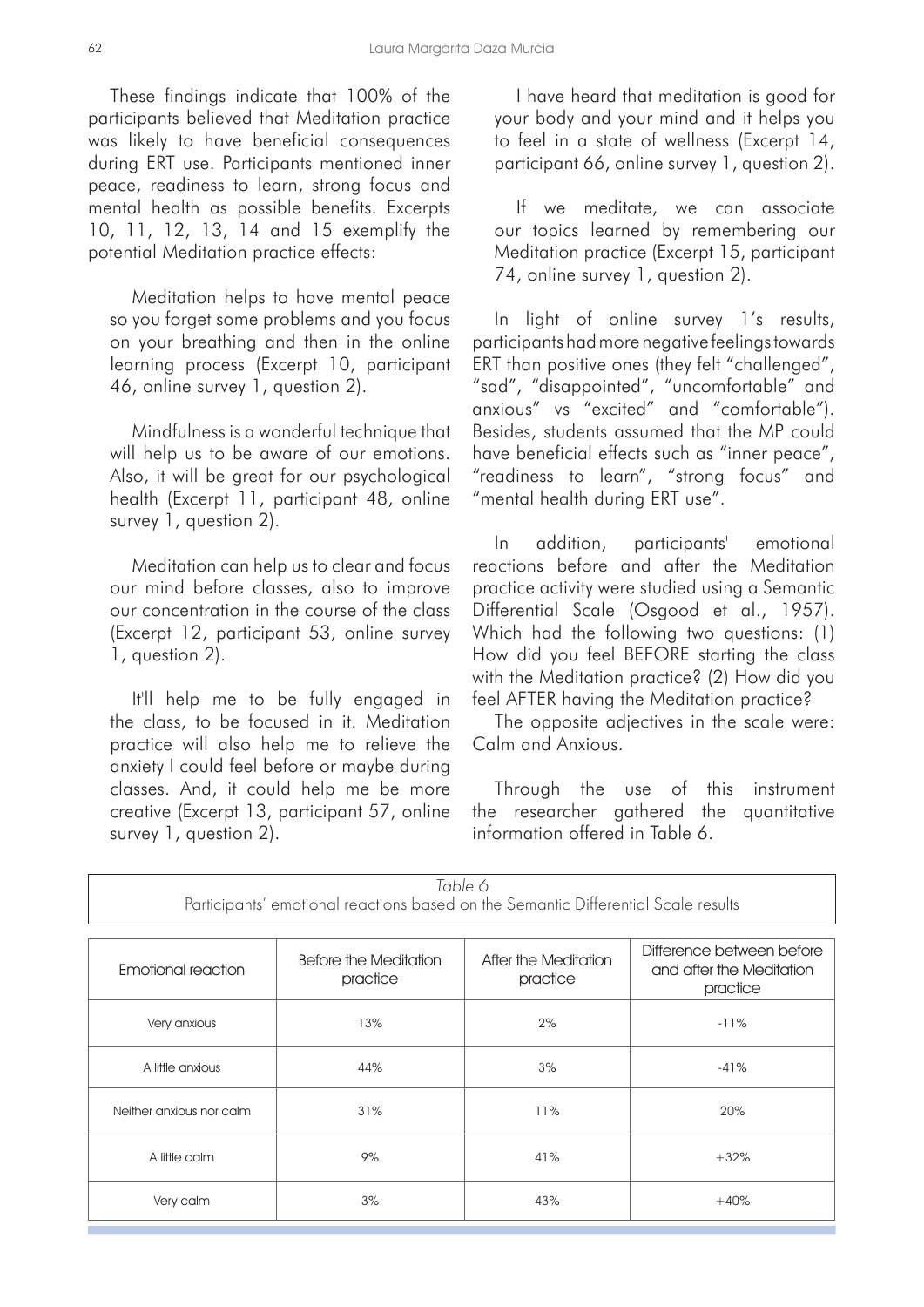These findings indicate that 100% of the participants believed that Meditation practice was likely to have beneficial consequences during ERT use. Participants mentioned inner peace, readiness to learn, strong focus and mental health as possible benefits. Excerpts 10, 11, 12, 13, 14 and 15 exemplify the potential Meditation practice effects:

> Meditation helps to have mental peace so you forget some problems and you focus on your breathing and then in the online learning process (Excerpt 10, participant 46, online survey 1, question 2).

> Mindfulness is a wonderful technique that will help us to be aware of our emotions. Also, it will be great for our psychological health (Excerpt 11, participant 48, online survey 1, question 2).

> Meditation can help us to clear and focus our mind before classes, also to improve our concentration in the course of the class (Excerpt 12, participant 53, online survey 1, question 2).

> It'll help me to be fully engaged in the class, to be focused in it. Meditation practice will also help me to relieve the anxiety I could feel before or maybe during classes. And, it could help me be more creative (Excerpt 13, participant 57, online survey 1, question 2).

> I have heard that meditation is good for your body and your mind and it helps you to feel in a state of wellness (Excerpt 14, participant 66, online survey 1, question 2).

> If we meditate, we can associate our topics learned by remembering our Meditation practice (Excerpt 15, participant 74, online survey 1, question 2).

In light of online survey 1's results, participants had more negative feelings towards ERT than positive ones (they felt "challenged", "sad", "disappointed", "uncomfortable" and anxious" vs "excited" and "comfortable"). Besides, students assumed that the MP could have beneficial effects such as "inner peace", "readiness to learn", "strong focus" and "mental health during ERT use".

In addition, participants' emotional reactions before and after the Meditation practice activity were studied using a Semantic Differential Scale (Osgood et al., 1957). Which had the following two questions: (1) How did you feel BEFORE starting the class with the Meditation practice? (2) How did you feel AFTER having the Meditation practice?

The opposite adjectives in the scale were: Calm and Anxious.

Through the use of this instrument the researcher gathered the quantitative information offered in Table 6.

*Table 6*
Participants' emotional reactions based on the Semantic Differential Scale results

| Emotional reaction | Before the Meditation practice | After the Meditation practice | Difference between before and after the Meditation practice |
|---|---|---|---|
| Very anxious | 13% | 2% | -11% |
| A little anxious | 44% | 3% | -41% |
| Neither anxious nor calm | 31% | 11% | 20% |
| A little calm | 9% | 41% | +32% |
| Very calm | 3% | 43% | +40% |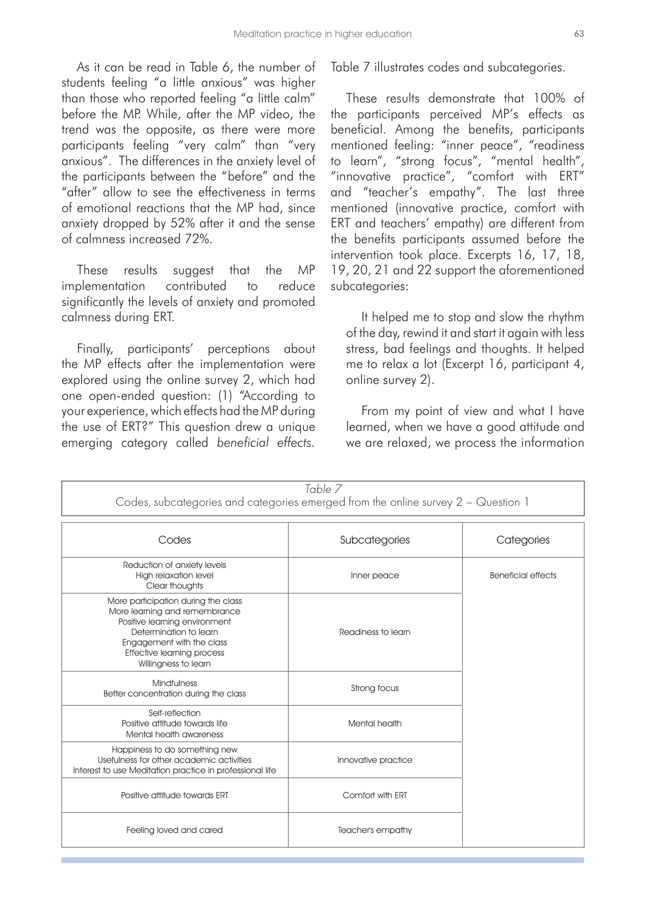As it can be read in Table 6, the number of students feeling "a little anxious" was higher than those who reported feeling "a little calm" before the MP. While, after the MP video, the trend was the opposite, as there were more participants feeling "very calm" than "very anxious". The differences in the anxiety level of the participants between the "before" and the "after" allow to see the effectiveness in terms of emotional reactions that the MP had, since anxiety dropped by 52% after it and the sense of calmness increased 72%.

These results suggest that the MP implementation contributed to reduce significantly the levels of anxiety and promoted calmness during ERT.

Finally, participants' perceptions about the MP effects after the implementation were explored using the online survey 2, which had one open-ended question: (1) "According to your experience, which effects had the MP during the use of ERT?" This question drew a unique emerging category called *beneficial effects*. Table 7 illustrates codes and subcategories.

These results demonstrate that 100% of the participants perceived MP's effects as beneficial. Among the benefits, participants mentioned feeling: "inner peace", "readiness to learn", "strong focus", "mental health", "innovative practice", "comfort with ERT" and "teacher's empathy". The last three mentioned (innovative practice, comfort with ERT and teachers' empathy) are different from the benefits participants assumed before the intervention took place. Excerpts 16, 17, 18, 19, 20, 21 and 22 support the aforementioned subcategories:

> It helped me to stop and slow the rhythm of the day, rewind it and start it again with less stress, bad feelings and thoughts. It helped me to relax a lot (Excerpt 16, participant 4, online survey 2).

> From my point of view and what I have learned, when we have a good attitude and we are relaxed, we process the information

*Table 7*
Codes, subcategories and categories emerged from the online survey 2 – Question 1

| Codes | Subcategories | Categories |
|---|---|---|
| Reduction of anxiety levels<br>High relaxation level<br>Clear thoughts | Inner peace | Beneficial effects |
| More participation during the class<br>More learning and remembrance<br>Positive learning environment<br>Determination to learn<br>Engagement with the class<br>Effective learning process<br>Willingness to learn | Readiness to learn | |
| Mindfulness<br>Better concentration during the class | Strong focus | |
| Self-reflection<br>Positive attitude towards life<br>Mental health awareness | Mental health | |
| Happiness to do something new<br>Usefulness for other academic activities<br>Interest to use Meditation practice in professional life | Innovative practice | |
| Positive attitude towards ERT | Comfort with ERT | |
| Feeling loved and cared | Teacher's empathy | |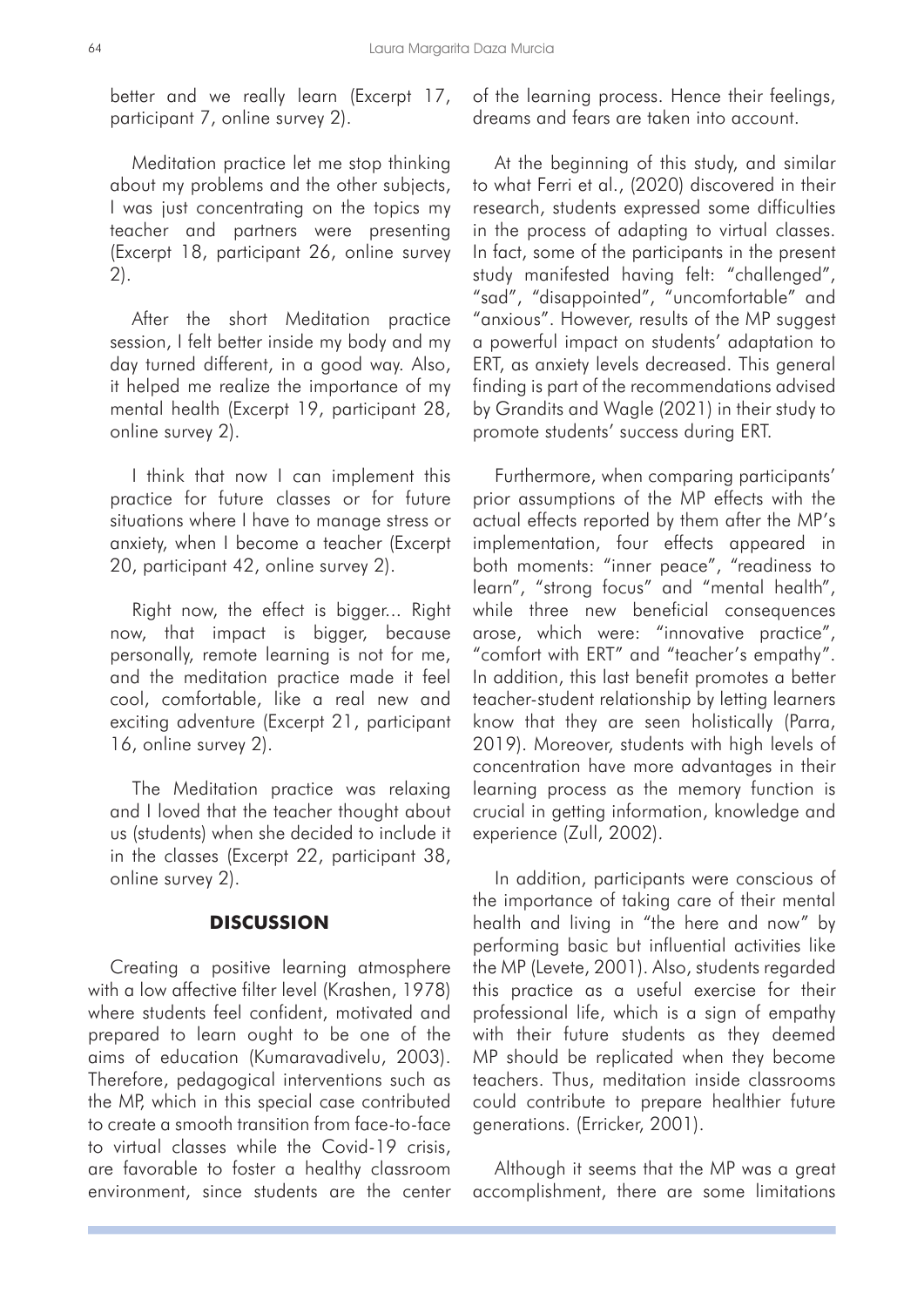better and we really learn (Excerpt 17, participant 7, online survey 2).

Meditation practice let me stop thinking about my problems and the other subjects, I was just concentrating on the topics my teacher and partners were presenting (Excerpt 18, participant 26, online survey 2).

After the short Meditation practice session, I felt better inside my body and my day turned different, in a good way. Also, it helped me realize the importance of my mental health (Excerpt 19, participant 28, online survey 2).

I think that now I can implement this practice for future classes or for future situations where I have to manage stress or anxiety, when I become a teacher (Excerpt 20, participant 42, online survey 2).

Right now, the effect is bigger... Right now, that impact is bigger, because personally, remote learning is not for me, and the meditation practice made it feel cool, comfortable, like a real new and exciting adventure (Excerpt 21, participant 16, online survey 2).

The Meditation practice was relaxing and I loved that the teacher thought about us (students) when she decided to include it in the classes (Excerpt 22, participant 38, online survey 2).

## DISCUSSION

Creating a positive learning atmosphere with a low affective filter level (Krashen, 1978) where students feel confident, motivated and prepared to learn ought to be one of the aims of education (Kumaravadivelu, 2003). Therefore, pedagogical interventions such as the MP, which in this special case contributed to create a smooth transition from face-to-face to virtual classes while the Covid-19 crisis, are favorable to foster a healthy classroom environment, since students are the center of the learning process. Hence their feelings, dreams and fears are taken into account.

At the beginning of this study, and similar to what Ferri et al., (2020) discovered in their research, students expressed some difficulties in the process of adapting to virtual classes. In fact, some of the participants in the present study manifested having felt: "challenged", "sad", "disappointed", "uncomfortable" and "anxious". However, results of the MP suggest a powerful impact on students' adaptation to ERT, as anxiety levels decreased. This general finding is part of the recommendations advised by Grandits and Wagle (2021) in their study to promote students' success during ERT.

Furthermore, when comparing participants' prior assumptions of the MP effects with the actual effects reported by them after the MP's implementation, four effects appeared in both moments: "inner peace", "readiness to learn", "strong focus" and "mental health", while three new beneficial consequences arose, which were: "innovative practice", "comfort with ERT" and "teacher's empathy". In addition, this last benefit promotes a better teacher-student relationship by letting learners know that they are seen holistically (Parra, 2019). Moreover, students with high levels of concentration have more advantages in their learning process as the memory function is crucial in getting information, knowledge and experience (Zull, 2002).

In addition, participants were conscious of the importance of taking care of their mental health and living in "the here and now" by performing basic but influential activities like the MP (Levete, 2001). Also, students regarded this practice as a useful exercise for their professional life, which is a sign of empathy with their future students as they deemed MP should be replicated when they become teachers. Thus, meditation inside classrooms could contribute to prepare healthier future generations. (Erricker, 2001).

Although it seems that the MP was a great accomplishment, there are some limitations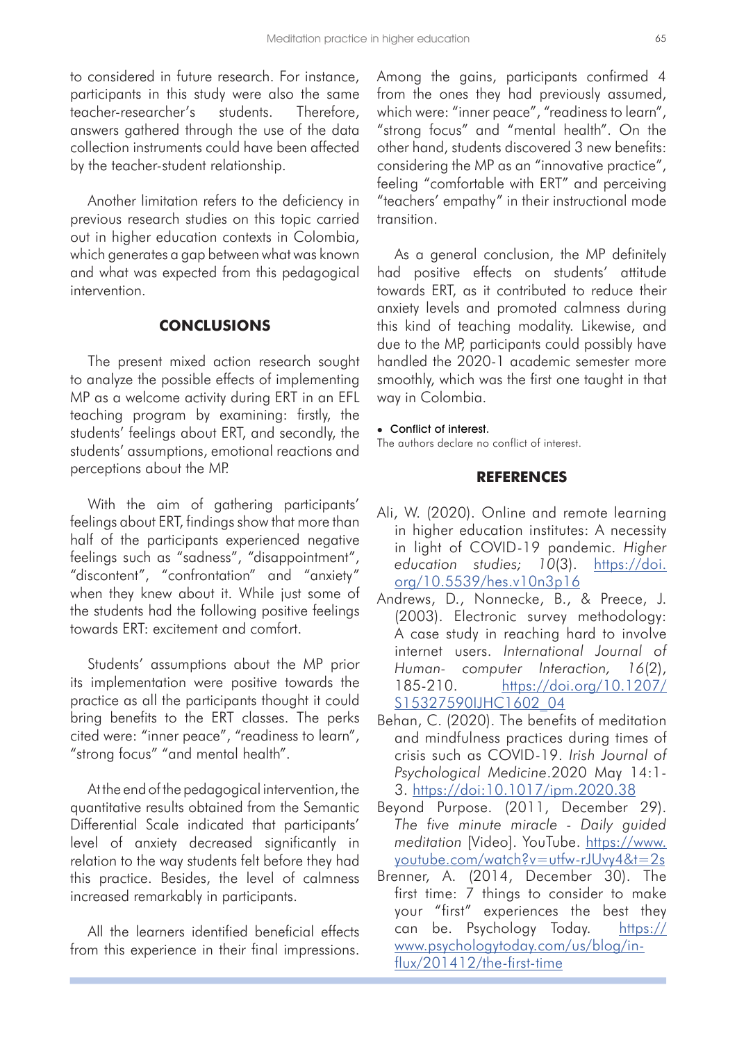to considered in future research. For instance, participants in this study were also the same teacher-researcher's students. Therefore, answers gathered through the use of the data collection instruments could have been affected by the teacher-student relationship.

Another limitation refers to the deficiency in previous research studies on this topic carried out in higher education contexts in Colombia, which generates a gap between what was known and what was expected from this pedagogical intervention.

## CONCLUSIONS

The present mixed action research sought to analyze the possible effects of implementing MP as a welcome activity during ERT in an EFL teaching program by examining: firstly, the students' feelings about ERT, and secondly, the students' assumptions, emotional reactions and perceptions about the MP.

With the aim of gathering participants' feelings about ERT, findings show that more than half of the participants experienced negative feelings such as "sadness", "disappointment", "discontent", "confrontation" and "anxiety" when they knew about it. While just some of the students had the following positive feelings towards ERT: excitement and comfort.

Students' assumptions about the MP prior its implementation were positive towards the practice as all the participants thought it could bring benefits to the ERT classes. The perks cited were: "inner peace", "readiness to learn", "strong focus" "and mental health".

At the end of the pedagogical intervention, the quantitative results obtained from the Semantic Differential Scale indicated that participants' level of anxiety decreased significantly in relation to the way students felt before they had this practice. Besides, the level of calmness increased remarkably in participants.

All the learners identified beneficial effects from this experience in their final impressions. Among the gains, participants confirmed 4 from the ones they had previously assumed, which were: "inner peace", "readiness to learn", "strong focus" and "mental health". On the other hand, students discovered 3 new benefits: considering the MP as an "innovative practice", feeling "comfortable with ERT" and perceiving "teachers' empathy" in their instructional mode transition.

As a general conclusion, the MP definitely had positive effects on students' attitude towards ERT, as it contributed to reduce their anxiety levels and promoted calmness during this kind of teaching modality. Likewise, and due to the MP, participants could possibly have handled the 2020-1 academic semester more smoothly, which was the first one taught in that way in Colombia.

- Conflict of interest.

The authors declare no conflict of interest.

## REFERENCES

Ali, W. (2020). Online and remote learning in higher education institutes: A necessity in light of COVID-19 pandemic. *Higher education studies; 10*(3). https://doi.org/10.5539/hes.v10n3p16

Andrews, D., Nonnecke, B., & Preece, J. (2003). Electronic survey methodology: A case study in reaching hard to involve internet users. *International Journal of Human- computer Interaction, 16*(2), 185-210. https://doi.org/10.1207/S15327590IJHC1602_04

Behan, C. (2020). The benefits of meditation and mindfulness practices during times of crisis such as COVID-19. *Irish Journal of Psychological Medicine*.2020 May 14:1-3. https://doi:10.1017/ipm.2020.38

Beyond Purpose. (2011, December 29). *The five minute miracle - Daily guided meditation* [Video]. YouTube. https://www.youtube.com/watch?v=utfw-rJUvy4&t=2s

Brenner, A. (2014, December 30). The first time: 7 things to consider to make your "first" experiences the best they can be. Psychology Today. https://www.psychologytoday.com/us/blog/in-flux/201412/the-first-time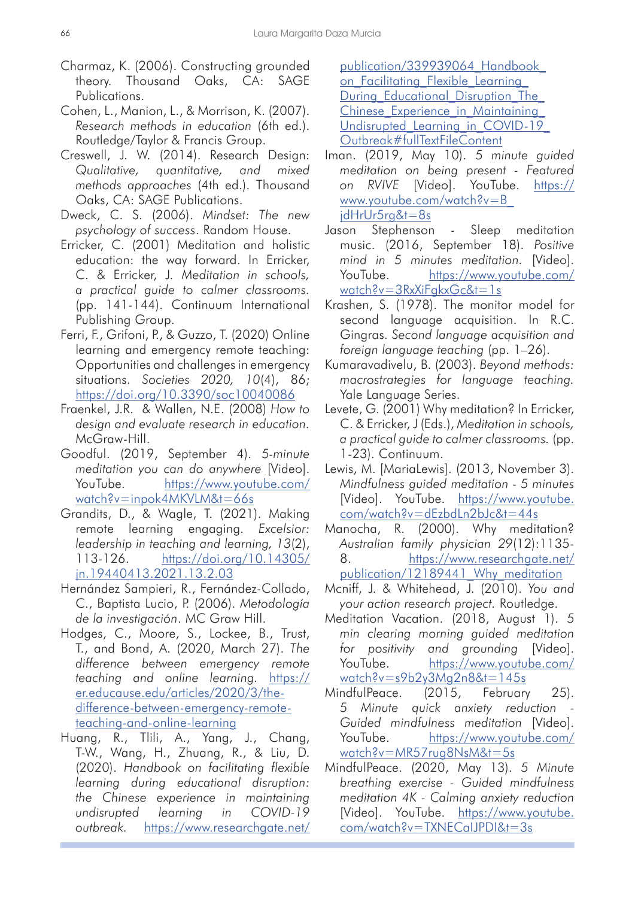Charmaz, K. (2006). Constructing grounded theory. Thousand Oaks, CA: SAGE Publications.

Cohen, L., Manion, L., & Morrison, K. (2007). *Research methods in education* (6th ed.). Routledge/Taylor & Francis Group.

Creswell, J. W. (2014). Research Design: *Qualitative, quantitative, and mixed methods approaches* (4th ed.). Thousand Oaks, CA: SAGE Publications.

Dweck, C. S. (2006). *Mindset: The new psychology of success*. Random House.

Erricker, C. (2001) Meditation and holistic education: the way forward. In Erricker, C. & Erricker, J. *Meditation in schools, a practical guide to calmer classrooms.* (pp. 141-144). Continuum International Publishing Group.

Ferri, F., Grifoni, P., & Guzzo, T. (2020) Online learning and emergency remote teaching: Opportunities and challenges in emergency situations. *Societies 2020, 10*(4), 86; https://doi.org/10.3390/soc10040086

Fraenkel, J.R. & Wallen, N.E. (2008) *How to design and evaluate research in education*. McGraw-Hill.

Goodful. (2019, September 4). *5-minute meditation you can do anywhere* [Video]. YouTube. https://www.youtube.com/watch?v=inpok4MKVLM&t=66s

Grandits, D., & Wagle, T. (2021). Making remote learning engaging. *Excelsior: leadership in teaching and learning, 13*(2), 113-126. https://doi.org/10.14305/jn.19440413.2021.13.2.03

Hernández Sampieri, R., Fernández-Collado, C., Baptista Lucio, P. (2006). *Metodología de la investigación*. MC Graw Hill.

Hodges, C., Moore, S., Lockee, B., Trust, T., and Bond, A. (2020, March 27). *The difference between emergency remote teaching and online learning.* https://er.educause.edu/articles/2020/3/the-difference-between-emergency-remote-teaching-and-online-learning

Huang, R., Tlili, A., Yang, J., Chang, T-W., Wang, H., Zhuang, R., & Liu, D. (2020). *Handbook on facilitating flexible learning during educational disruption: the Chinese experience in maintaining undisrupted learning in COVID-19 outbreak.* https://www.researchgate.net/publication/339939064_Handbook_on_Facilitating_Flexible_Learning_During_Educational_Disruption_The_Chinese_Experience_in_Maintaining_Undisrupted_Learning_in_COVID-19_Outbreak#fullTextFileContent

Iman. (2019, May 10). *5 minute guided meditation on being present - Featured on RVIVE* [Video]. YouTube. https://www.youtube.com/watch?v=B_jdHrUr5rg&t=8s

Jason Stephenson - Sleep meditation music. (2016, September 18). *Positive mind in 5 minutes meditation.* [Video]. YouTube. https://www.youtube.com/watch?v=3RxXiFgkxGc&t=1s

Krashen, S. (1978). The monitor model for second language acquisition. In R.C. Gingras. *Second language acquisition and foreign language teaching* (pp. 1–26).

Kumaravadivelu, B. (2003). *Beyond methods: macrostrategies for language teaching.* Yale Language Series.

Levete, G. (2001) Why meditation? In Erricker, C. & Erricker, J (Eds.), *Meditation in schools, a practical guide to calmer classrooms.* (pp. 1-23). Continuum.

Lewis, M. [MariaLewis]. (2013, November 3). *Mindfulness guided meditation - 5 minutes* [Video]. YouTube. https://www.youtube.com/watch?v=dEzbdLn2bJc&t=44s

Manocha, R. (2000). Why meditation? *Australian family physician* 29(12):1135-8. https://www.researchgate.net/publication/12189441_Why_meditation

Mcniff, J. & Whitehead, J. (2010). *You and your action research project.* Routledge.

Meditation Vacation. (2018, August 1). *5 min clearing morning guided meditation for positivity and grounding* [Video]. YouTube. https://www.youtube.com/watch?v=s9b2y3Mg2n8&t=145s

MindfulPeace. (2015, February 25). *5 Minute quick anxiety reduction - Guided mindfulness meditation* [Video]. YouTube. https://www.youtube.com/watch?v=MR57rug8NsM&t=5s

MindfulPeace. (2020, May 13). *5 Minute breathing exercise - Guided mindfulness meditation 4K - Calming anxiety reduction* [Video]. YouTube. https://www.youtube.com/watch?v=TXNECalJPDI&t=3s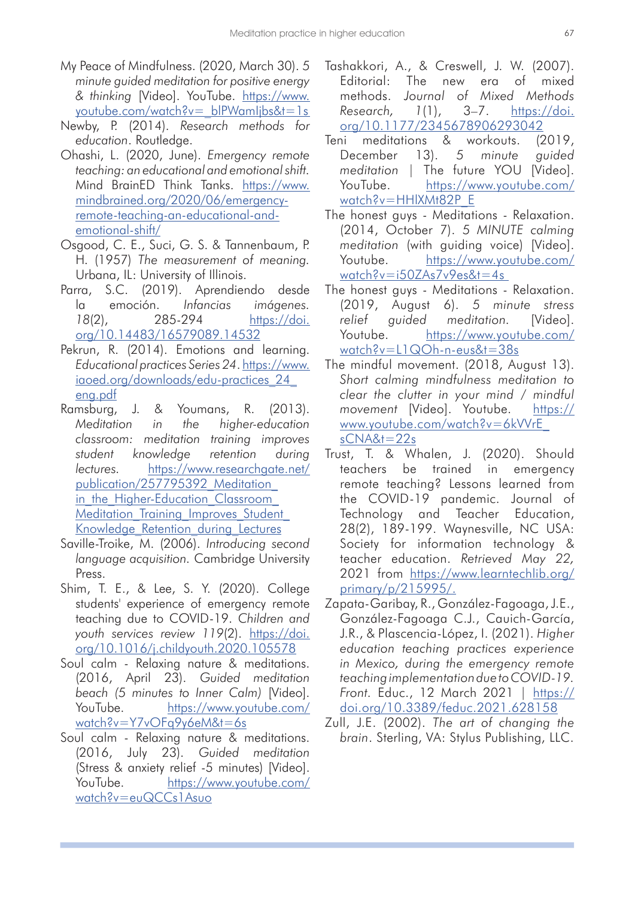My Peace of Mindfulness. (2020, March 30). *5 minute guided meditation for positive energy & thinking* [Video]. YouTube. https://www.youtube.com/watch?v=_bIPWamljbs&t=1s

Newby, P. (2014). *Research methods for education*. Routledge.

Ohashi, L. (2020, June). *Emergency remote teaching: an educational and emotional shift.* Mind BrainED Think Tanks. https://www.mindbrained.org/2020/06/emergency-remote-teaching-an-educational-and-emotional-shift/

Osgood, C. E., Suci, G. S. & Tannenbaum, P. H. (1957) *The measurement of meaning.* Urbana, IL: University of Illinois.

Parra, S.C. (2019). Aprendiendo desde la emoción. *Infancias imágenes. 18*(2), 285-294 https://doi.org/10.14483/16579089.14532

Pekrun, R. (2014). Emotions and learning. *Educational practices Series 24*. https://www.iaoed.org/downloads/edu-practices_24_eng.pdf

Ramsburg, J. & Youmans, R. (2013). *Meditation in the higher-education classroom: meditation training improves student knowledge retention during lectures.* https://www.researchgate.net/publication/257795392_Meditation_in_the_Higher-Education_Classroom_Meditation_Training_Improves_Student_Knowledge_Retention_during_Lectures

Saville-Troike, M. (2006). *Introducing second language acquisition*. Cambridge University Press.

Shim, T. E., & Lee, S. Y. (2020). College students' experience of emergency remote teaching due to COVID-19. *Children and youth services review 119*(2). https://doi.org/10.1016/j.childyouth.2020.105578

Soul calm - Relaxing nature & meditations. (2016, April 23). *Guided meditation beach (5 minutes to Inner Calm)* [Video]. YouTube. https://www.youtube.com/watch?v=Y7vOFq9y6eM&t=6s

Soul calm - Relaxing nature & meditations. (2016, July 23). *Guided meditation* (Stress & anxiety relief -5 minutes) [Video]. YouTube. https://www.youtube.com/watch?v=euQCCs1Asuo

Tashakkori, A., & Creswell, J. W. (2007). Editorial: The new era of mixed methods. *Journal of Mixed Methods Research, 1*(1), 3–7. https://doi.org/10.1177/2345678906293042

Teni meditations & workouts. (2019, December 13). *5 minute guided meditation* | The future YOU [Video]. YouTube. https://www.youtube.com/watch?v=HHlXMt82P_E

The honest guys - Meditations - Relaxation. (2014, October 7). *5 MINUTE calming meditation* (with guiding voice) [Video]. Youtube. https://www.youtube.com/watch?v=i50ZAs7v9es&t=4s

The honest guys - Meditations - Relaxation. (2019, August 6). *5 minute stress relief guided meditation.* [Video]. Youtube. https://www.youtube.com/watch?v=L1QOh-n-eus&t=38s

The mindful movement. (2018, August 13). *Short calming mindfulness meditation to clear the clutter in your mind / mindful movement* [Video]. Youtube. https://www.youtube.com/watch?v=6kVVrE_sCNA&t=22s

Trust, T. & Whalen, J. (2020). Should teachers be trained in emergency remote teaching? Lessons learned from the COVID-19 pandemic. Journal of Technology and Teacher Education, 28(2), 189-199. Waynesville, NC USA: Society for information technology & teacher education. *Retrieved May 22,* 2021 from https://www.learntechlib.org/primary/p/215995/.

Zapata-Garibay, R., González-Fagoaga, J.E., González-Fagoaga C.J., Cauich-García, J.R., & Plascencia-López, I. (2021). *Higher education teaching practices experience in Mexico, during the emergency remote teaching implementation due to COVID-19. Front.* Educ., 12 March 2021 | https://doi.org/10.3389/feduc.2021.628158

Zull, J.E. (2002). *The art of changing the brain*. Sterling, VA: Stylus Publishing, LLC.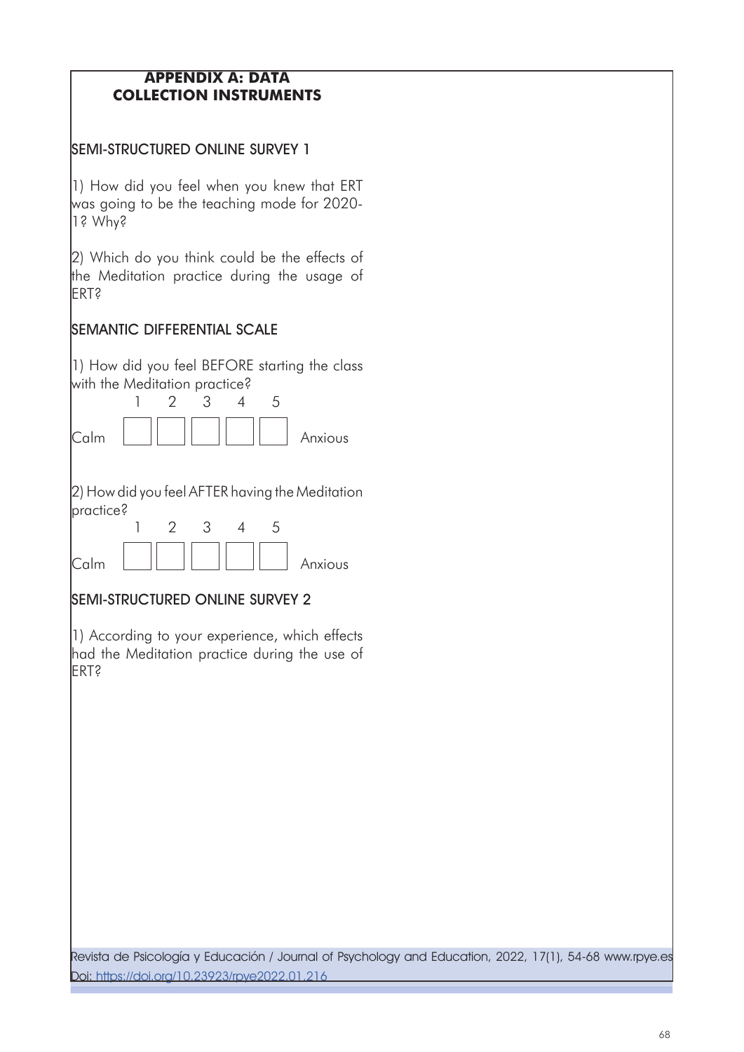## APPENDIX A: DATA COLLECTION INSTRUMENTS

### SEMI-STRUCTURED ONLINE SURVEY 1

1) How did you feel when you knew that ERT was going to be the teaching mode for 2020-1? Why?

2) Which do you think could be the effects of the Meditation practice during the usage of ERT?

### SEMANTIC DIFFERENTIAL SCALE

1) How did you feel BEFORE starting the class with the Meditation practice?

| | 1 | 2 | 3 | 4 | 5 | |
|---|---|---|---|---|---|---|
| Calm | | | | | | Anxious |

2) How did you feel AFTER having the Meditation practice?

| | 1 | 2 | 3 | 4 | 5 | |
|---|---|---|---|---|---|---|
| Calm | | | | | | Anxious |

### SEMI-STRUCTURED ONLINE SURVEY 2

1) According to your experience, which effects had the Meditation practice during the use of ERT?